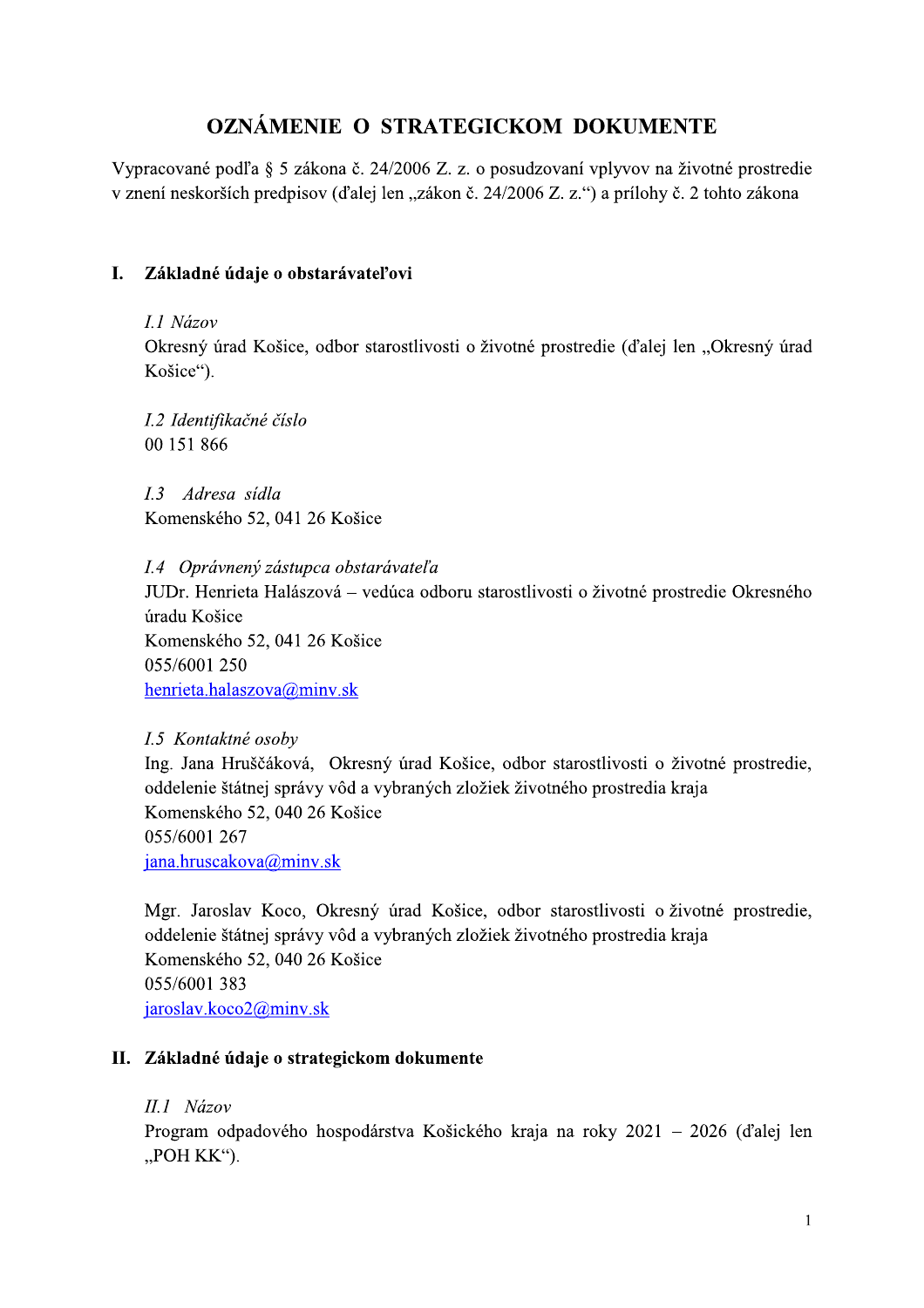# OZNÁMENIE O STRATEGICKOM DOKUMENTE

Vypracované podľa § 5 zákona č. 24/2006 Z. z. o posudzovaní vplyvov na životné prostredie v znení neskorších predpisov (ďalej len „zákon č. 24/2006 Z. z.") a prílohy č. 2 tohto zákona

## I. Základné údaje o obstarávateľovi

*I.1 Názov*

Okresný úrad Košice, odbor starostlivosti o životné prostredie (ďalej len „Okresný úrad Košice").

*I.2 Identifikačné číslo*

00 151 866

*I.3 Adresa sídla*

Komenského 52, 041 26 Košice

*I.4 Oprávnený zástupca obstarávateľa*

JUDr. Henrieta Halászová – vedúca odboru starostlivosti o životné prostredie Okresného úradu Košice
Komenského 52, 041 26 Košice
055/6001 250
henrieta.halaszova@minv.sk

*I.5 Kontaktné osoby*

Ing. Jana Hruščáková, Okresný úrad Košice, odbor starostlivosti o životné prostredie, oddelenie štátnej správy vôd a vybraných zložiek životného prostredia kraja
Komenského 52, 040 26 Košice
055/6001 267
jana.hruscakova@minv.sk

Mgr. Jaroslav Koco, Okresný úrad Košice, odbor starostlivosti o životné prostredie, oddelenie štátnej správy vôd a vybraných zložiek životného prostredia kraja
Komenského 52, 040 26 Košice
055/6001 383
jaroslav.koco2@minv.sk

## II. Základné údaje o strategickom dokumente

*II.1 Názov*

Program odpadového hospodárstva Košického kraja na roky 2021 – 2026 (ďalej len „POH KK").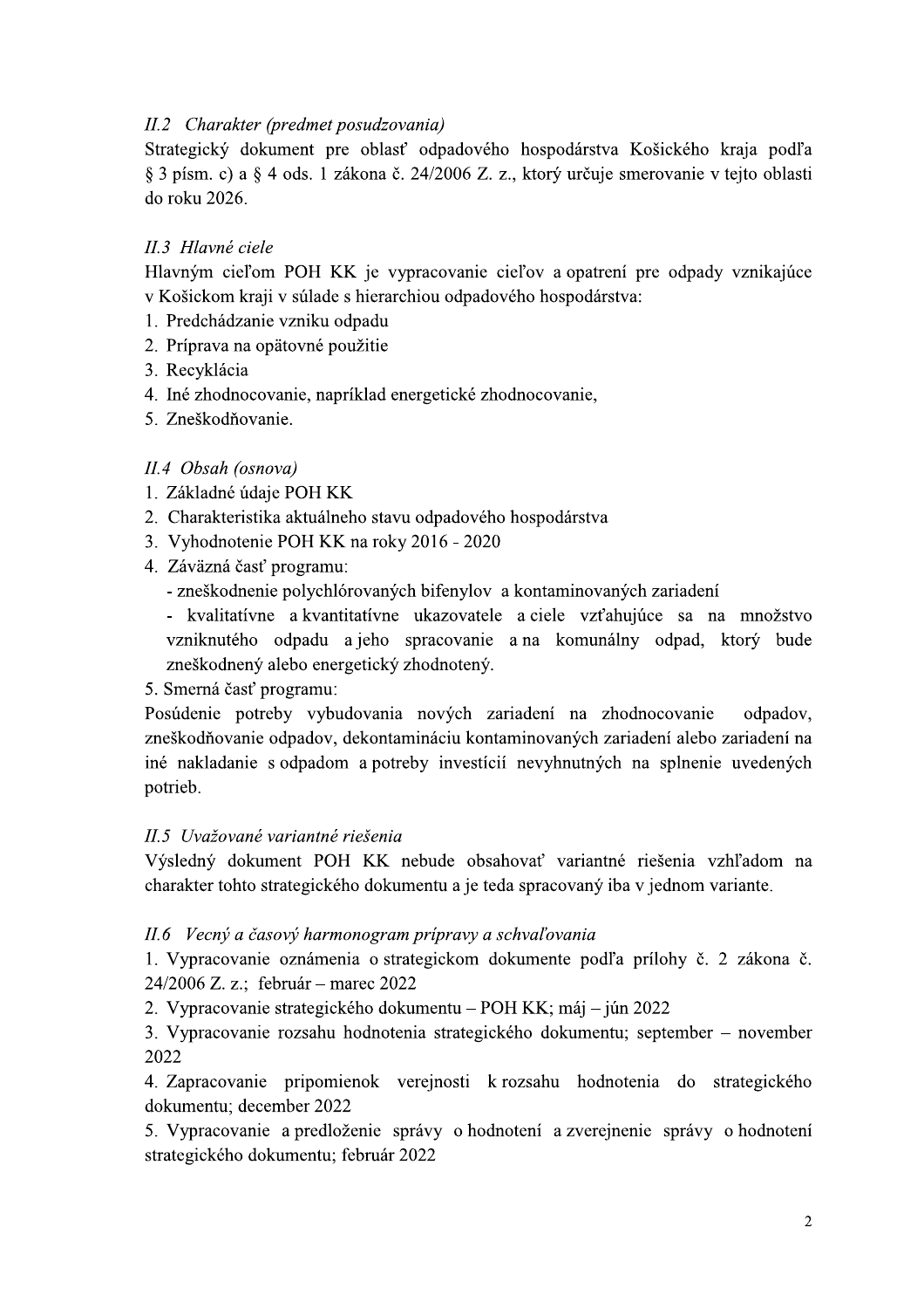### *II.2 Charakter (predmet posudzovania)*

Strategický dokument pre oblasť odpadového hospodárstva Košického kraja podľa § 3 písm. c) a § 4 ods. 1 zákona č. 24/2006 Z. z., ktorý určuje smerovanie v tejto oblasti do roku 2026.

### *II.3 Hlavné ciele*

Hlavným cieľom POH KK je vypracovanie cieľov a opatrení pre odpady vznikajúce v Košickom kraji v súlade s hierarchiou odpadového hospodárstva:

1. Predchádzanie vzniku odpadu
2. Príprava na opätovné použitie
3. Recyklácia
4. Iné zhodnocovanie, napríklad energetické zhodnocovanie,
5. Zneškodňovanie.

### *II.4 Obsah (osnova)*

1. Základné údaje POH KK
2. Charakteristika aktuálneho stavu odpadového hospodárstva
3. Vyhodnotenie POH KK na roky 2016 - 2020
4. Záväzná časť programu:
   - zneškodnenie polychlórovaných bifenylov a kontaminovaných zariadení
   - kvalitatívne a kvantitatívne ukazovatele a ciele vzťahujúce sa na množstvo vzniknutého odpadu a jeho spracovanie a na komunálny odpad, ktorý bude zneškodnený alebo energetický zhodnotený.
5. Smerná časť programu:

Posúdenie potreby vybudovania nových zariadení na zhodnocovanie odpadov, zneškodňovanie odpadov, dekontamináciu kontaminovaných zariadení alebo zariadení na iné nakladanie s odpadom a potreby investícií nevyhnutných na splnenie uvedených potrieb.

### *II.5 Uvažované variantné riešenia*

Výsledný dokument POH KK nebude obsahovať variantné riešenia vzhľadom na charakter tohto strategického dokumentu a je teda spracovaný iba v jednom variante.

### *II.6 Vecný a časový harmonogram prípravy a schvaľovania*

1. Vypracovanie oznámenia o strategickom dokumente podľa prílohy č. 2 zákona č. 24/2006 Z. z.; február – marec 2022
2. Vypracovanie strategického dokumentu – POH KK; máj – jún 2022
3. Vypracovanie rozsahu hodnotenia strategického dokumentu; september – november 2022
4. Zapracovanie pripomienok verejnosti k rozsahu hodnotenia do strategického dokumentu; december 2022
5. Vypracovanie a predloženie správy o hodnotení a zverejnenie správy o hodnotení strategického dokumentu; február 2022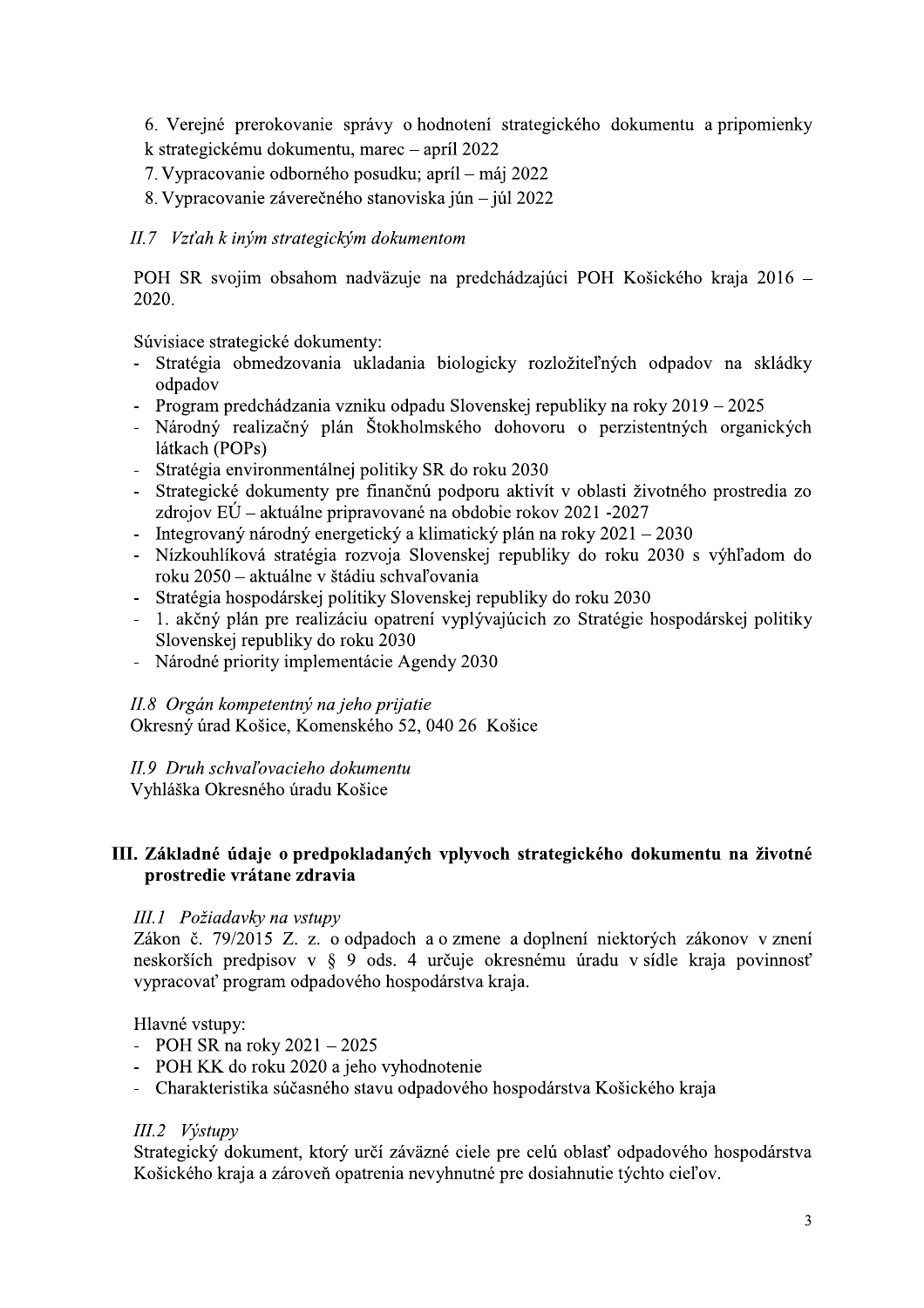6. Verejné prerokovanie správy o hodnotení strategického dokumentu a pripomienky k strategickému dokumentu, marec – apríl 2022
7. Vypracovanie odborného posudku; apríl – máj 2022
8. Vypracovanie záverečného stanoviska jún – júl 2022

*II.7 Vzťah k iným strategickým dokumentom*

POH SR svojim obsahom nadväzuje na predchádzajúci POH Košického kraja 2016 – 2020.

Súvisiace strategické dokumenty:

- Stratégia obmedzovania ukladania biologicky rozložiteľných odpadov na skládky odpadov
- Program predchádzania vzniku odpadu Slovenskej republiky na roky 2019 – 2025
- Národný realizačný plán Štokholmského dohovoru o perzistentných organických látkach (POPs)
- Stratégia environmentálnej politiky SR do roku 2030
- Strategické dokumenty pre finančnú podporu aktivít v oblasti životného prostredia zo zdrojov EÚ – aktuálne pripravované na obdobie rokov 2021 -2027
- Integrovaný národný energetický a klimatický plán na roky 2021 – 2030
- Nízkouhlíková stratégia rozvoja Slovenskej republiky do roku 2030 s výhľadom do roku 2050 – aktuálne v štádiu schvaľovania
- Stratégia hospodárskej politiky Slovenskej republiky do roku 2030
- 1. akčný plán pre realizáciu opatrení vyplývajúcich zo Stratégie hospodárskej politiky Slovenskej republiky do roku 2030
- Národné priority implementácie Agendy 2030

*II.8 Orgán kompetentný na jeho prijatie*
Okresný úrad Košice, Komenského 52, 040 26 Košice

*II.9 Druh schvaľovacieho dokumentu*
Vyhláška Okresného úradu Košice

## III. Základné údaje o predpokladaných vplyvoch strategického dokumentu na životné prostredie vrátane zdravia

*III.1 Požiadavky na vstupy*
Zákon č. 79/2015 Z. z. o odpadoch a o zmene a doplnení niektorých zákonov v znení neskorších predpisov v § 9 ods. 4 určuje okresnému úradu v sídle kraja povinnosť vypracovať program odpadového hospodárstva kraja.

Hlavné vstupy:

- POH SR na roky 2021 – 2025
- POH KK do roku 2020 a jeho vyhodnotenie
- Charakteristika súčasného stavu odpadového hospodárstva Košického kraja

*III.2 Výstupy*
Strategický dokument, ktorý určí záväzné ciele pre celú oblasť odpadového hospodárstva Košického kraja a zároveň opatrenia nevyhnutné pre dosiahnutie týchto cieľov.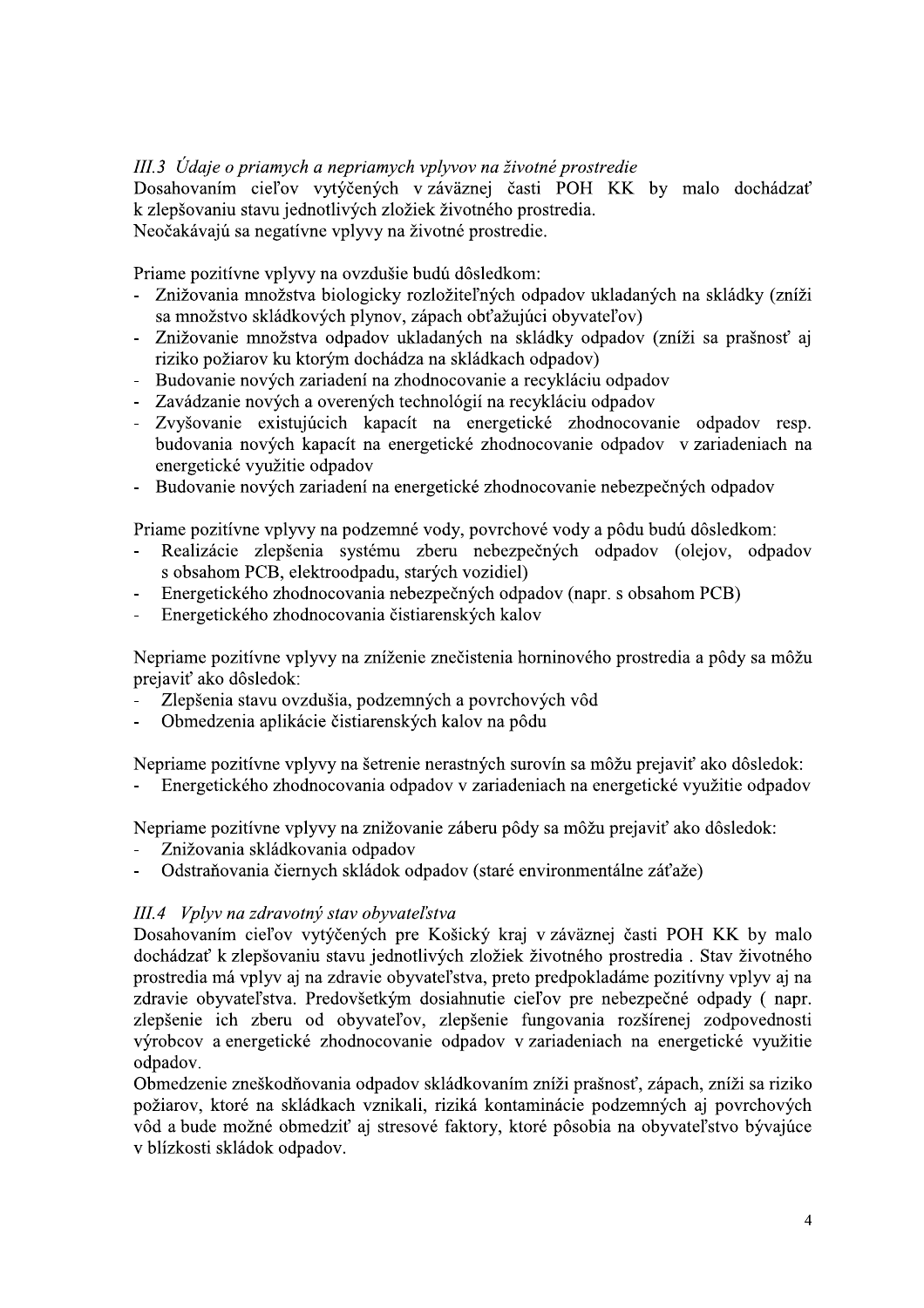### *III.3 Údaje o priamych a nepriamych vplyvov na životné prostredie*

Dosahovaním cieľov vytýčených v záväznej časti POH KK by malo dochádzať k zlepšovaniu stavu jednotlivých zložiek životného prostredia.
Neočakávajú sa negatívne vplyvy na životné prostredie.

Priame pozitívne vplyvy na ovzdušie budú dôsledkom:

- Znižovania množstva biologicky rozložiteľných odpadov ukladaných na skládky (zníži sa množstvo skládkových plynov, zápach obťažujúci obyvateľov)
- Znižovanie množstva odpadov ukladaných na skládky odpadov (zníži sa prašnosť aj riziko požiarov ku ktorým dochádza na skládkach odpadov)
- Budovanie nových zariadení na zhodnocovanie a recykláciu odpadov
- Zavádzanie nových a overených technológií na recykláciu odpadov
- Zvyšovanie existujúcich kapacít na energetické zhodnocovanie odpadov resp. budovania nových kapacít na energetické zhodnocovanie odpadov v zariadeniach na energetické využitie odpadov
- Budovanie nových zariadení na energetické zhodnocovanie nebezpečných odpadov

Priame pozitívne vplyvy na podzemné vody, povrchové vody a pôdu budú dôsledkom:

- Realizácie zlepšenia systému zberu nebezpečných odpadov (olejov, odpadov s obsahom PCB, elektroodpadu, starých vozidiel)
- Energetického zhodnocovania nebezpečných odpadov (napr. s obsahom PCB)
- Energetického zhodnocovania čistiarenských kalov

Nepriame pozitívne vplyvy na zníženie znečistenia horninového prostredia a pôdy sa môžu prejaviť ako dôsledok:

- Zlepšenia stavu ovzdušia, podzemných a povrchových vôd
- Obmedzenia aplikácie čistiarenských kalov na pôdu

Nepriame pozitívne vplyvy na šetrenie nerastných surovín sa môžu prejaviť ako dôsledok:

- Energetického zhodnocovania odpadov v zariadeniach na energetické využitie odpadov

Nepriame pozitívne vplyvy na znižovanie záberu pôdy sa môžu prejaviť ako dôsledok:

- Znižovania skládkovania odpadov
- Odstraňovania čiernych skládok odpadov (staré environmentálne záťaže)

### *III.4 Vplyv na zdravotný stav obyvateľstva*

Dosahovaním cieľov vytýčených pre Košický kraj v záväznej časti POH KK by malo dochádzať k zlepšovaniu stavu jednotlivých zložiek životného prostredia . Stav životného prostredia má vplyv aj na zdravie obyvateľstva, preto predpokladáme pozitívny vplyv aj na zdravie obyvateľstva. Predovšetkým dosiahnutie cieľov pre nebezpečné odpady ( napr. zlepšenie ich zberu od obyvateľov, zlepšenie fungovania rozšírenej zodpovednosti výrobcov a energetické zhodnocovanie odpadov v zariadeniach na energetické využitie odpadov.

Obmedzenie zneškodňovania odpadov skládkovaním zníži prašnosť, zápach, zníži sa riziko požiarov, ktoré na skládkach vznikali, riziká kontaminácie podzemných aj povrchových vôd a bude možné obmedziť aj stresové faktory, ktoré pôsobia na obyvateľstvo bývajúce v blízkosti skládok odpadov.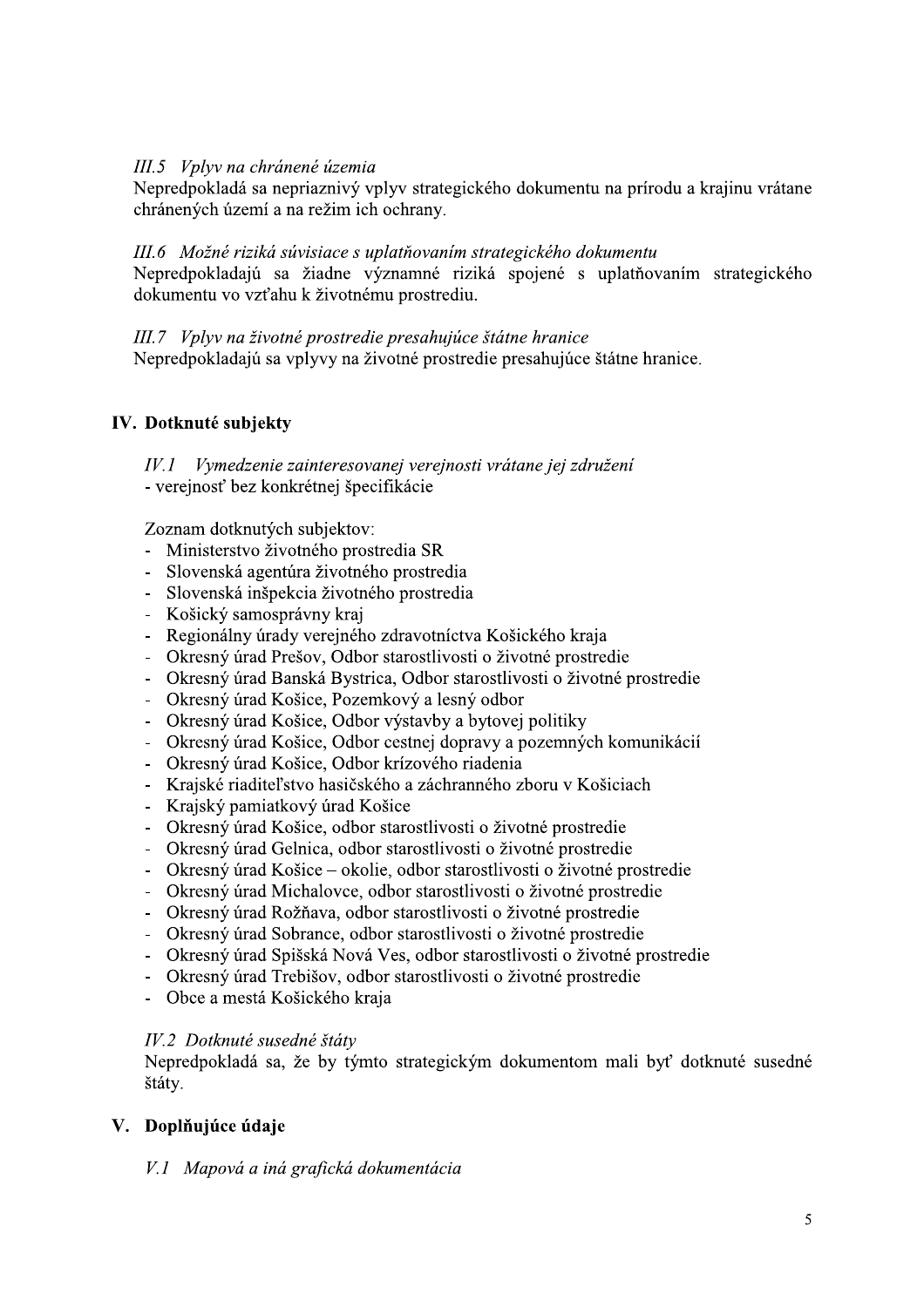*III.5 Vplyv na chránené územia*

Nepredpokladá sa nepriaznivý vplyv strategického dokumentu na prírodu a krajinu vrátane chránených území a na režim ich ochrany.

*III.6 Možné riziká súvisiace s uplatňovaním strategického dokumentu*

Nepredpokladajú sa žiadne významné riziká spojené s uplatňovaním strategického dokumentu vo vzťahu k životnému prostrediu.

*III.7 Vplyv na životné prostredie presahujúce štátne hranice*

Nepredpokladajú sa vplyvy na životné prostredie presahujúce štátne hranice.

## IV. Dotknuté subjekty

*IV.1 Vymedzenie zainteresovanej verejnosti vrátane jej združení*

- verejnosť bez konkrétnej špecifikácie

Zoznam dotknutých subjektov:

- Ministerstvo životného prostredia SR
- Slovenská agentúra životného prostredia
- Slovenská inšpekcia životného prostredia
- Košický samosprávny kraj
- Regionálny úrady verejného zdravotníctva Košického kraja
- Okresný úrad Prešov, Odbor starostlivosti o životné prostredie
- Okresný úrad Banská Bystrica, Odbor starostlivosti o životné prostredie
- Okresný úrad Košice, Pozemkový a lesný odbor
- Okresný úrad Košice, Odbor výstavby a bytovej politiky
- Okresný úrad Košice, Odbor cestnej dopravy a pozemných komunikácií
- Okresný úrad Košice, Odbor krízového riadenia
- Krajské riaditeľstvo hasičského a záchranného zboru v Košiciach
- Krajský pamiatkový úrad Košice
- Okresný úrad Košice, odbor starostlivosti o životné prostredie
- Okresný úrad Gelnica, odbor starostlivosti o životné prostredie
- Okresný úrad Košice – okolie, odbor starostlivosti o životné prostredie
- Okresný úrad Michalovce, odbor starostlivosti o životné prostredie
- Okresný úrad Rožňava, odbor starostlivosti o životné prostredie
- Okresný úrad Sobrance, odbor starostlivosti o životné prostredie
- Okresný úrad Spišská Nová Ves, odbor starostlivosti o životné prostredie
- Okresný úrad Trebišov, odbor starostlivosti o životné prostredie
- Obce a mestá Košického kraja

*IV.2 Dotknuté susedné štáty*

Nepredpokladá sa, že by týmto strategickým dokumentom mali byť dotknuté susedné štáty.

## V. Doplňujúce údaje

*V.1 Mapová a iná grafická dokumentácia*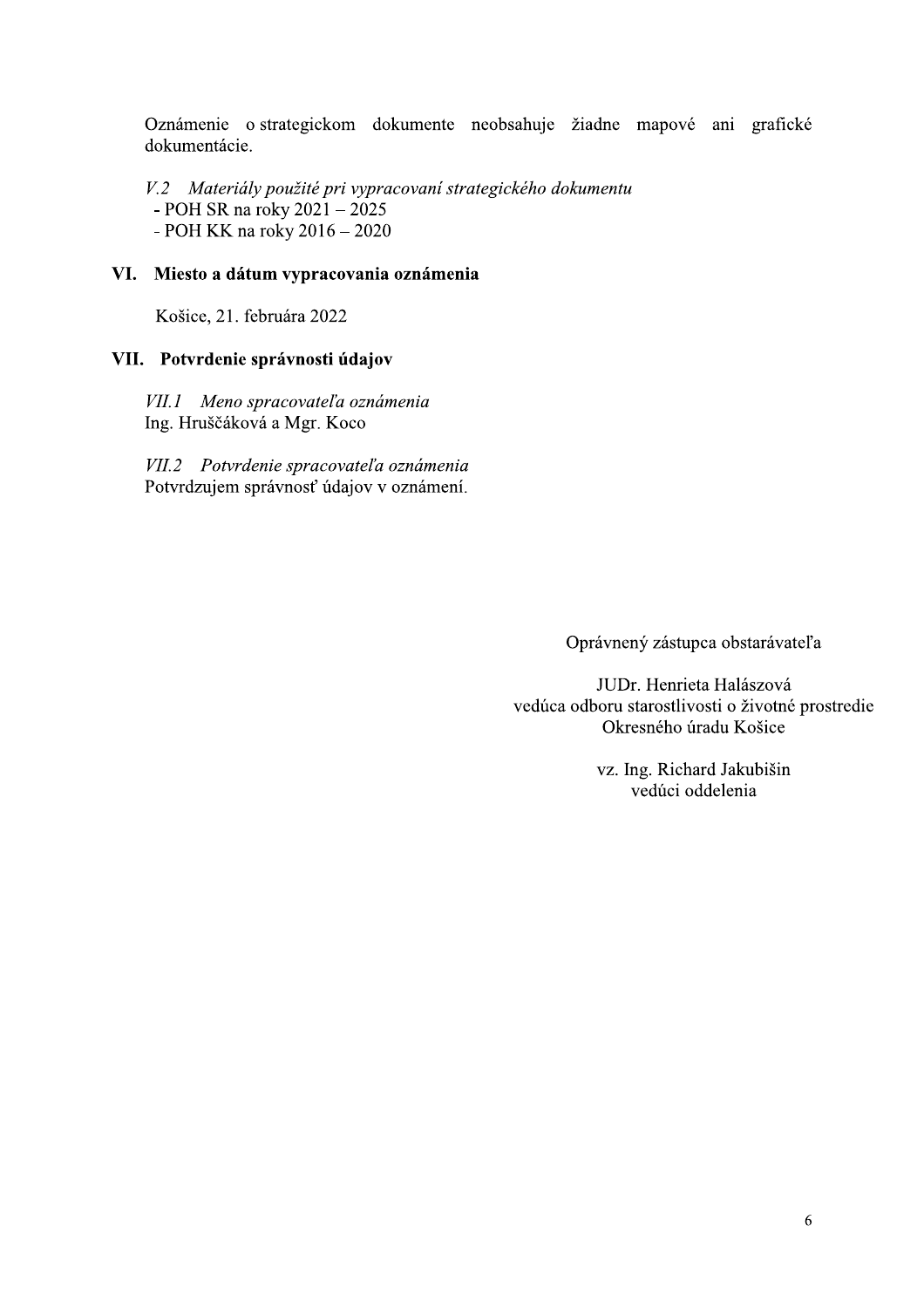Oznámenie o strategickom dokumente neobsahuje žiadne mapové ani grafické dokumentácie.

*V.2 Materiály použité pri vypracovaní strategického dokumentu*

- POH SR na roky 2021 – 2025
- POH KK na roky 2016 – 2020

## VI. Miesto a dátum vypracovania oznámenia

Košice, 21. februára 2022

## VII. Potvrdenie správnosti údajov

*VII.1 Meno spracovateľa oznámenia*

Ing. Hruščáková a Mgr. Koco

*VII.2 Potvrdenie spracovateľa oznámenia*

Potvrdzujem správnosť údajov v oznámení.

Oprávnený zástupca obstarávateľa

JUDr. Henrieta Halászová
vedúca odboru starostlivosti o životné prostredie
Okresného úradu Košice

vz. Ing. Richard Jakubišin
vedúci oddelenia